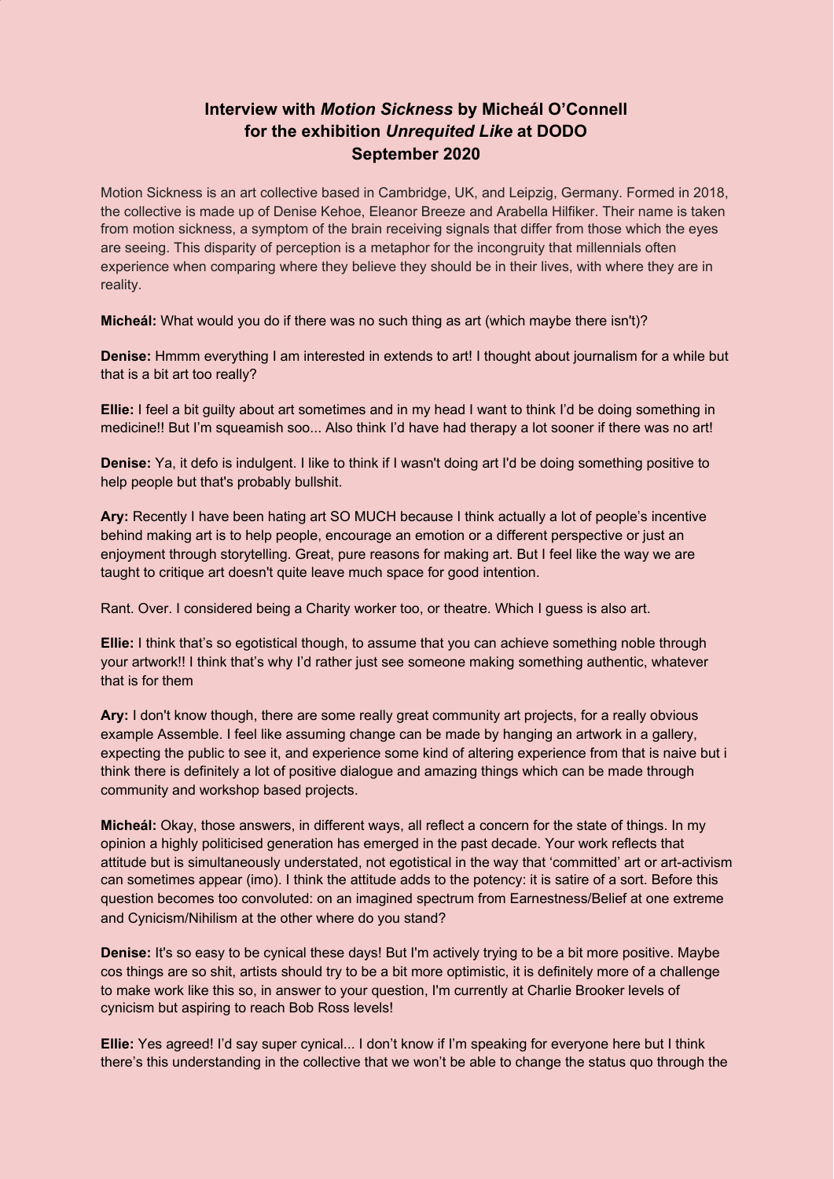# Interview with *Motion Sickness* by Micheál O'Connell for the exhibition *Unrequited Like* at DODO September 2020

Motion Sickness is an art collective based in Cambridge, UK, and Leipzig, Germany. Formed in 2018, the collective is made up of Denise Kehoe, Eleanor Breeze and Arabella Hilfiker. Their name is taken from motion sickness, a symptom of the brain receiving signals that differ from those which the eyes are seeing. This disparity of perception is a metaphor for the incongruity that millennials often experience when comparing where they believe they should be in their lives, with where they are in reality.

**Micheál:** What would you do if there was no such thing as art (which maybe there isn't)?

**Denise:** Hmmm everything I am interested in extends to art! I thought about journalism for a while but that is a bit art too really?

**Ellie:** I feel a bit guilty about art sometimes and in my head I want to think I'd be doing something in medicine!! But I'm squeamish soo... Also think I'd have had therapy a lot sooner if there was no art!

**Denise:** Ya, it defo is indulgent. I like to think if I wasn't doing art I'd be doing something positive to help people but that's probably bullshit.

**Ary:** Recently I have been hating art SO MUCH because I think actually a lot of people's incentive behind making art is to help people, encourage an emotion or a different perspective or just an enjoyment through storytelling. Great, pure reasons for making art. But I feel like the way we are taught to critique art doesn't quite leave much space for good intention.

Rant. Over. I considered being a Charity worker too, or theatre. Which I guess is also art.

**Ellie:** I think that's so egotistical though, to assume that you can achieve something noble through your artwork!! I think that's why I'd rather just see someone making something authentic, whatever that is for them

**Ary:** I don't know though, there are some really great community art projects, for a really obvious example Assemble. I feel like assuming change can be made by hanging an artwork in a gallery, expecting the public to see it, and experience some kind of altering experience from that is naive but i think there is definitely a lot of positive dialogue and amazing things which can be made through community and workshop based projects.

**Micheál:** Okay, those answers, in different ways, all reflect a concern for the state of things. In my opinion a highly politicised generation has emerged in the past decade. Your work reflects that attitude but is simultaneously understated, not egotistical in the way that 'committed' art or art-activism can sometimes appear (imo). I think the attitude adds to the potency: it is satire of a sort. Before this question becomes too convoluted: on an imagined spectrum from Earnestness/Belief at one extreme and Cynicism/Nihilism at the other where do you stand?

**Denise:** It's so easy to be cynical these days! But I'm actively trying to be a bit more positive. Maybe cos things are so shit, artists should try to be a bit more optimistic, it is definitely more of a challenge to make work like this so, in answer to your question, I'm currently at Charlie Brooker levels of cynicism but aspiring to reach Bob Ross levels!

**Ellie:** Yes agreed! I'd say super cynical... I don't know if I'm speaking for everyone here but I think there's this understanding in the collective that we won't be able to change the status quo through the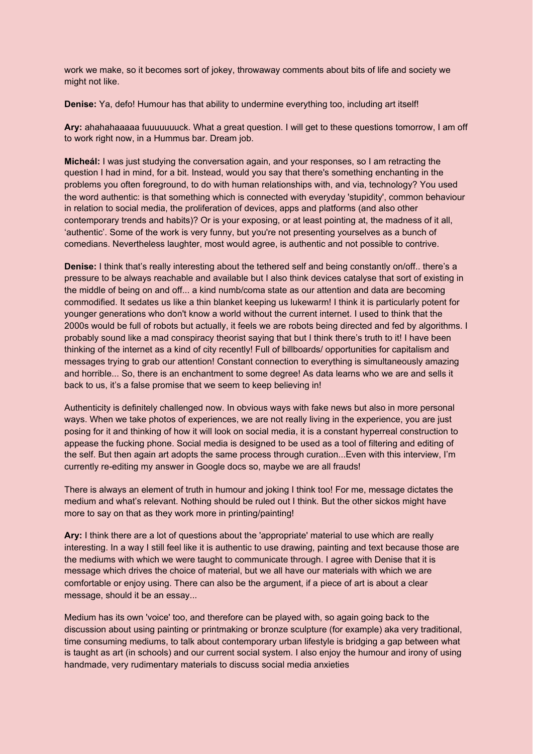work we make, so it becomes sort of jokey, throwaway comments about bits of life and society we might not like.

**Denise:** Ya, defo! Humour has that ability to undermine everything too, including art itself!

**Ary:** ahahahaaaaa fuuuuuuuck. What a great question. I will get to these questions tomorrow, I am off to work right now, in a Hummus bar. Dream job.

**Micheál:** I was just studying the conversation again, and your responses, so I am retracting the question I had in mind, for a bit. Instead, would you say that there's something enchanting in the problems you often foreground, to do with human relationships with, and via, technology? You used the word authentic: is that something which is connected with everyday 'stupidity', common behaviour in relation to social media, the proliferation of devices, apps and platforms (and also other contemporary trends and habits)? Or is your exposing, or at least pointing at, the madness of it all, 'authentic'. Some of the work is very funny, but you're not presenting yourselves as a bunch of comedians. Nevertheless laughter, most would agree, is authentic and not possible to contrive.

**Denise:** I think that's really interesting about the tethered self and being constantly on/off.. there's a pressure to be always reachable and available but I also think devices catalyse that sort of existing in the middle of being on and off... a kind numb/coma state as our attention and data are becoming commodified. It sedates us like a thin blanket keeping us lukewarm! I think it is particularly potent for younger generations who don't know a world without the current internet. I used to think that the 2000s would be full of robots but actually, it feels we are robots being directed and fed by algorithms. I probably sound like a mad conspiracy theorist saying that but I think there's truth to it! I have been thinking of the internet as a kind of city recently! Full of billboards/ opportunities for capitalism and messages trying to grab our attention! Constant connection to everything is simultaneously amazing and horrible... So, there is an enchantment to some degree! As data learns who we are and sells it back to us, it's a false promise that we seem to keep believing in!

Authenticity is definitely challenged now. In obvious ways with fake news but also in more personal ways. When we take photos of experiences, we are not really living in the experience, you are just posing for it and thinking of how it will look on social media, it is a constant hyperreal construction to appease the fucking phone. Social media is designed to be used as a tool of filtering and editing of the self. But then again art adopts the same process through curation...Even with this interview, I'm currently re-editing my answer in Google docs so, maybe we are all frauds!

There is always an element of truth in humour and joking I think too! For me, message dictates the medium and what's relevant. Nothing should be ruled out I think. But the other sickos might have more to say on that as they work more in printing/painting!

**Ary:** I think there are a lot of questions about the 'appropriate' material to use which are really interesting. In a way I still feel like it is authentic to use drawing, painting and text because those are the mediums with which we were taught to communicate through. I agree with Denise that it is message which drives the choice of material, but we all have our materials with which we are comfortable or enjoy using. There can also be the argument, if a piece of art is about a clear message, should it be an essay...

Medium has its own 'voice' too, and therefore can be played with, so again going back to the discussion about using painting or printmaking or bronze sculpture (for example) aka very traditional, time consuming mediums, to talk about contemporary urban lifestyle is bridging a gap between what is taught as art (in schools) and our current social system. I also enjoy the humour and irony of using handmade, very rudimentary materials to discuss social media anxieties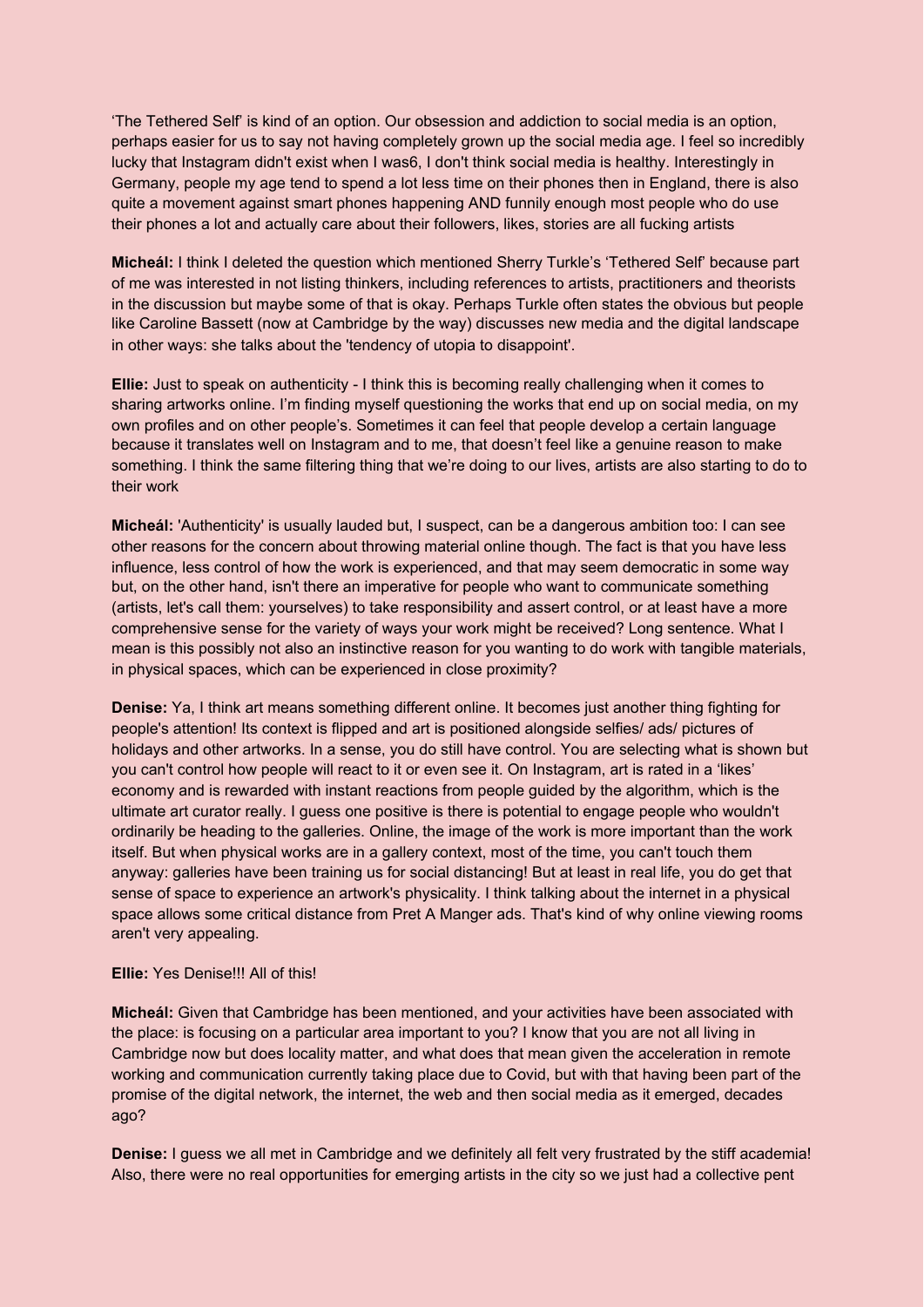'The Tethered Self' is kind of an option. Our obsession and addiction to social media is an option, perhaps easier for us to say not having completely grown up the social media age. I feel so incredibly lucky that Instagram didn't exist when I was6, I don't think social media is healthy. Interestingly in Germany, people my age tend to spend a lot less time on their phones then in England, there is also quite a movement against smart phones happening AND funnily enough most people who do use their phones a lot and actually care about their followers, likes, stories are all fucking artists

**Micheál:** I think I deleted the question which mentioned Sherry Turkle's 'Tethered Self' because part of me was interested in not listing thinkers, including references to artists, practitioners and theorists in the discussion but maybe some of that is okay. Perhaps Turkle often states the obvious but people like Caroline Bassett (now at Cambridge by the way) discusses new media and the digital landscape in other ways: she talks about the 'tendency of utopia to disappoint'.

**Ellie:** Just to speak on authenticity - I think this is becoming really challenging when it comes to sharing artworks online. I'm finding myself questioning the works that end up on social media, on my own profiles and on other people's. Sometimes it can feel that people develop a certain language because it translates well on Instagram and to me, that doesn't feel like a genuine reason to make something. I think the same filtering thing that we're doing to our lives, artists are also starting to do to their work

**Micheál:** 'Authenticity' is usually lauded but, I suspect, can be a dangerous ambition too: I can see other reasons for the concern about throwing material online though. The fact is that you have less influence, less control of how the work is experienced, and that may seem democratic in some way but, on the other hand, isn't there an imperative for people who want to communicate something (artists, let's call them: yourselves) to take responsibility and assert control, or at least have a more comprehensive sense for the variety of ways your work might be received? Long sentence. What I mean is this possibly not also an instinctive reason for you wanting to do work with tangible materials, in physical spaces, which can be experienced in close proximity?

**Denise:** Ya, I think art means something different online. It becomes just another thing fighting for people's attention! Its context is flipped and art is positioned alongside selfies/ ads/ pictures of holidays and other artworks. In a sense, you do still have control. You are selecting what is shown but you can't control how people will react to it or even see it. On Instagram, art is rated in a 'likes' economy and is rewarded with instant reactions from people guided by the algorithm, which is the ultimate art curator really. I guess one positive is there is potential to engage people who wouldn't ordinarily be heading to the galleries. Online, the image of the work is more important than the work itself. But when physical works are in a gallery context, most of the time, you can't touch them anyway: galleries have been training us for social distancing! But at least in real life, you do get that sense of space to experience an artwork's physicality. I think talking about the internet in a physical space allows some critical distance from Pret A Manger ads. That's kind of why online viewing rooms aren't very appealing.

**Ellie:** Yes Denise!!! All of this!

**Micheál:** Given that Cambridge has been mentioned, and your activities have been associated with the place: is focusing on a particular area important to you? I know that you are not all living in Cambridge now but does locality matter, and what does that mean given the acceleration in remote working and communication currently taking place due to Covid, but with that having been part of the promise of the digital network, the internet, the web and then social media as it emerged, decades ago?

**Denise:** I guess we all met in Cambridge and we definitely all felt very frustrated by the stiff academia! Also, there were no real opportunities for emerging artists in the city so we just had a collective pent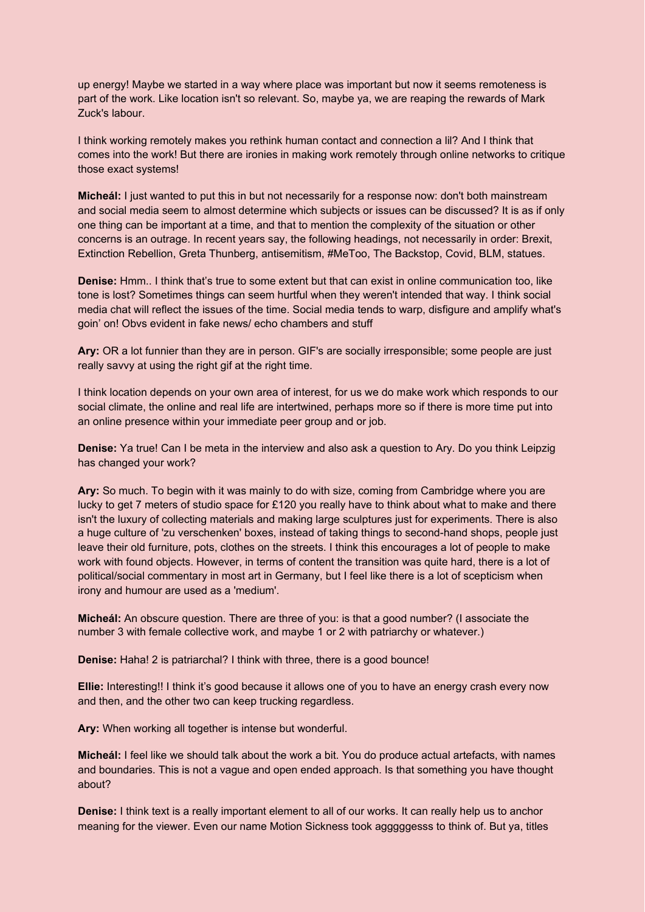up energy! Maybe we started in a way where place was important but now it seems remoteness is part of the work. Like location isn't so relevant. So, maybe ya, we are reaping the rewards of Mark Zuck's labour.

I think working remotely makes you rethink human contact and connection a lil? And I think that comes into the work! But there are ironies in making work remotely through online networks to critique those exact systems!

**Micheál:** I just wanted to put this in but not necessarily for a response now: don't both mainstream and social media seem to almost determine which subjects or issues can be discussed? It is as if only one thing can be important at a time, and that to mention the complexity of the situation or other concerns is an outrage. In recent years say, the following headings, not necessarily in order: Brexit, Extinction Rebellion, Greta Thunberg, antisemitism, #MeToo, The Backstop, Covid, BLM, statues.

**Denise:** Hmm.. I think that's true to some extent but that can exist in online communication too, like tone is lost? Sometimes things can seem hurtful when they weren't intended that way. I think social media chat will reflect the issues of the time. Social media tends to warp, disfigure and amplify what's goin' on! Obvs evident in fake news/ echo chambers and stuff

**Ary:** OR a lot funnier than they are in person. GIF's are socially irresponsible; some people are just really savvy at using the right gif at the right time.

I think location depends on your own area of interest, for us we do make work which responds to our social climate, the online and real life are intertwined, perhaps more so if there is more time put into an online presence within your immediate peer group and or job.

**Denise:** Ya true! Can I be meta in the interview and also ask a question to Ary. Do you think Leipzig has changed your work?

**Ary:** So much. To begin with it was mainly to do with size, coming from Cambridge where you are lucky to get 7 meters of studio space for £120 you really have to think about what to make and there isn't the luxury of collecting materials and making large sculptures just for experiments. There is also a huge culture of 'zu verschenken' boxes, instead of taking things to second-hand shops, people just leave their old furniture, pots, clothes on the streets. I think this encourages a lot of people to make work with found objects. However, in terms of content the transition was quite hard, there is a lot of political/social commentary in most art in Germany, but I feel like there is a lot of scepticism when irony and humour are used as a 'medium'.

**Micheál:** An obscure question. There are three of you: is that a good number? (I associate the number 3 with female collective work, and maybe 1 or 2 with patriarchy or whatever.)

**Denise:** Haha! 2 is patriarchal? I think with three, there is a good bounce!

**Ellie:** Interesting!! I think it's good because it allows one of you to have an energy crash every now and then, and the other two can keep trucking regardless.

**Ary:** When working all together is intense but wonderful.

**Micheál:** I feel like we should talk about the work a bit. You do produce actual artefacts, with names and boundaries. This is not a vague and open ended approach. Is that something you have thought about?

**Denise:** I think text is a really important element to all of our works. It can really help us to anchor meaning for the viewer. Even our name Motion Sickness took agggggesss to think of. But ya, titles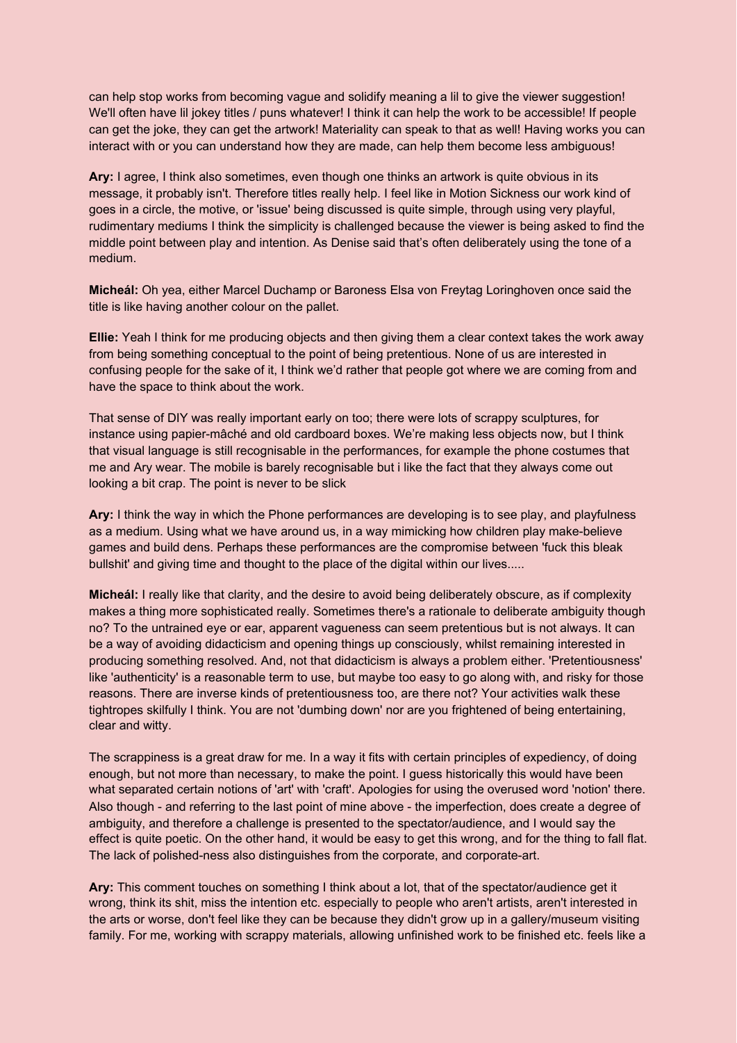can help stop works from becoming vague and solidify meaning a lil to give the viewer suggestion! We'll often have lil jokey titles / puns whatever! I think it can help the work to be accessible! If people can get the joke, they can get the artwork! Materiality can speak to that as well! Having works you can interact with or you can understand how they are made, can help them become less ambiguous!

**Ary:** I agree, I think also sometimes, even though one thinks an artwork is quite obvious in its message, it probably isn't. Therefore titles really help. I feel like in Motion Sickness our work kind of goes in a circle, the motive, or 'issue' being discussed is quite simple, through using very playful, rudimentary mediums I think the simplicity is challenged because the viewer is being asked to find the middle point between play and intention. As Denise said that's often deliberately using the tone of a medium.

**Micheál:** Oh yea, either Marcel Duchamp or Baroness Elsa von Freytag Loringhoven once said the title is like having another colour on the pallet.

**Ellie:** Yeah I think for me producing objects and then giving them a clear context takes the work away from being something conceptual to the point of being pretentious. None of us are interested in confusing people for the sake of it, I think we'd rather that people got where we are coming from and have the space to think about the work.

That sense of DIY was really important early on too; there were lots of scrappy sculptures, for instance using papier-mâché and old cardboard boxes. We're making less objects now, but I think that visual language is still recognisable in the performances, for example the phone costumes that me and Ary wear. The mobile is barely recognisable but i like the fact that they always come out looking a bit crap. The point is never to be slick

**Ary:** I think the way in which the Phone performances are developing is to see play, and playfulness as a medium. Using what we have around us, in a way mimicking how children play make-believe games and build dens. Perhaps these performances are the compromise between 'fuck this bleak bullshit' and giving time and thought to the place of the digital within our lives.....

**Micheál:** I really like that clarity, and the desire to avoid being deliberately obscure, as if complexity makes a thing more sophisticated really. Sometimes there's a rationale to deliberate ambiguity though no? To the untrained eye or ear, apparent vagueness can seem pretentious but is not always. It can be a way of avoiding didacticism and opening things up consciously, whilst remaining interested in producing something resolved. And, not that didacticism is always a problem either. 'Pretentiousness' like 'authenticity' is a reasonable term to use, but maybe too easy to go along with, and risky for those reasons. There are inverse kinds of pretentiousness too, are there not? Your activities walk these tightropes skilfully I think. You are not 'dumbing down' nor are you frightened of being entertaining, clear and witty.

The scrappiness is a great draw for me. In a way it fits with certain principles of expediency, of doing enough, but not more than necessary, to make the point. I guess historically this would have been what separated certain notions of 'art' with 'craft'. Apologies for using the overused word 'notion' there. Also though - and referring to the last point of mine above - the imperfection, does create a degree of ambiguity, and therefore a challenge is presented to the spectator/audience, and I would say the effect is quite poetic. On the other hand, it would be easy to get this wrong, and for the thing to fall flat. The lack of polished-ness also distinguishes from the corporate, and corporate-art.

**Ary:** This comment touches on something I think about a lot, that of the spectator/audience get it wrong, think its shit, miss the intention etc. especially to people who aren't artists, aren't interested in the arts or worse, don't feel like they can be because they didn't grow up in a gallery/museum visiting family. For me, working with scrappy materials, allowing unfinished work to be finished etc. feels like a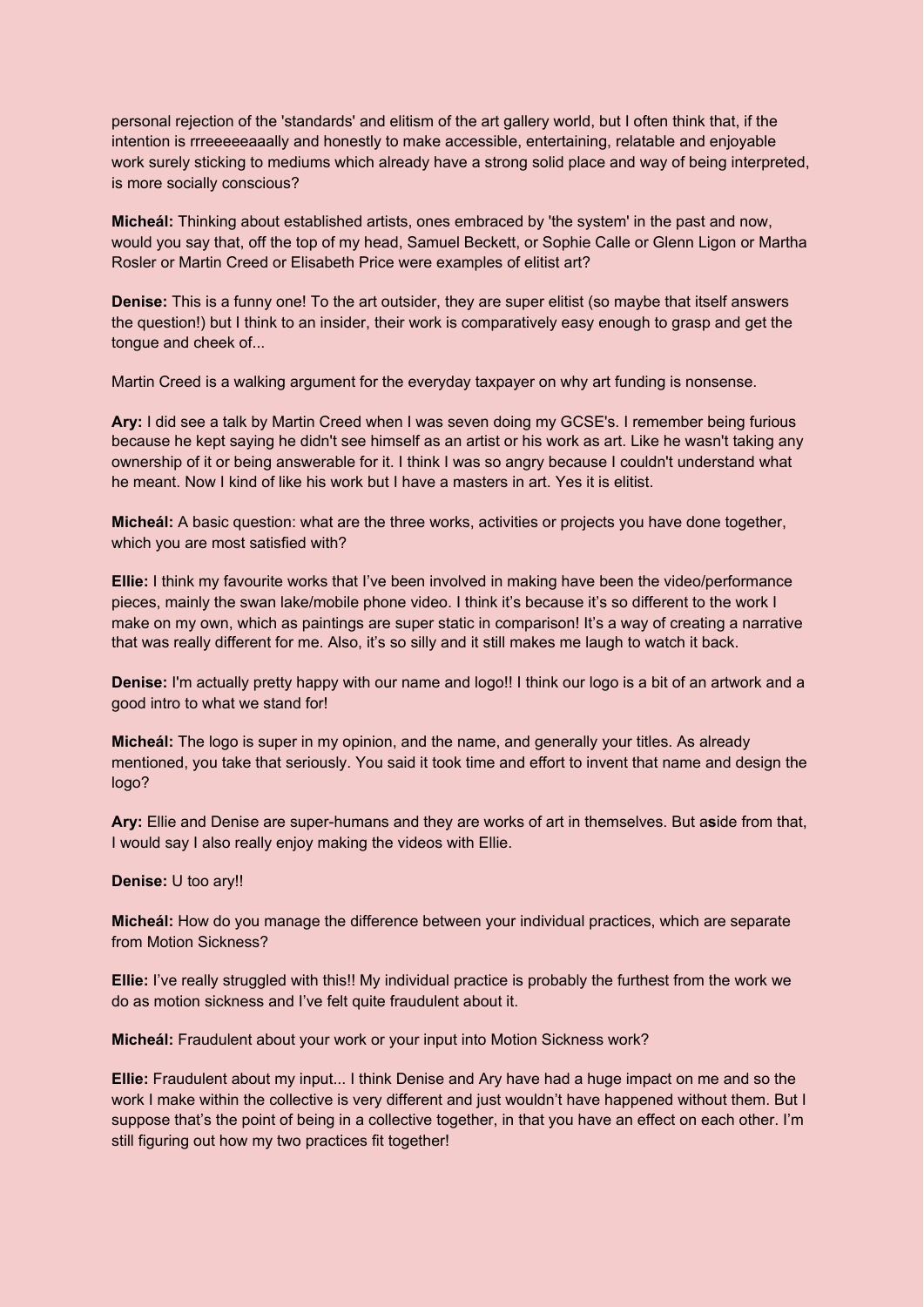personal rejection of the 'standards' and elitism of the art gallery world, but I often think that, if the intention is rrreeeeeaaally and honestly to make accessible, entertaining, relatable and enjoyable work surely sticking to mediums which already have a strong solid place and way of being interpreted, is more socially conscious?

**Micheál:** Thinking about established artists, ones embraced by 'the system' in the past and now, would you say that, off the top of my head, Samuel Beckett, or Sophie Calle or Glenn Ligon or Martha Rosler or Martin Creed or Elisabeth Price were examples of elitist art?

**Denise:** This is a funny one! To the art outsider, they are super elitist (so maybe that itself answers the question!) but I think to an insider, their work is comparatively easy enough to grasp and get the tongue and cheek of...

Martin Creed is a walking argument for the everyday taxpayer on why art funding is nonsense.

**Ary:** I did see a talk by Martin Creed when I was seven doing my GCSE's. I remember being furious because he kept saying he didn't see himself as an artist or his work as art. Like he wasn't taking any ownership of it or being answerable for it. I think I was so angry because I couldn't understand what he meant. Now I kind of like his work but I have a masters in art. Yes it is elitist.

**Micheál:** A basic question: what are the three works, activities or projects you have done together, which you are most satisfied with?

**Ellie:** I think my favourite works that I've been involved in making have been the video/performance pieces, mainly the swan lake/mobile phone video. I think it's because it's so different to the work I make on my own, which as paintings are super static in comparison! It's a way of creating a narrative that was really different for me. Also, it's so silly and it still makes me laugh to watch it back.

**Denise:** I'm actually pretty happy with our name and logo!! I think our logo is a bit of an artwork and a good intro to what we stand for!

**Micheál:** The logo is super in my opinion, and the name, and generally your titles. As already mentioned, you take that seriously. You said it took time and effort to invent that name and design the logo?

**Ary:** Ellie and Denise are super-humans and they are works of art in themselves. But a**s**ide from that, I would say I also really enjoy making the videos with Ellie.

**Denise:** U too ary!!

**Micheál:** How do you manage the difference between your individual practices, which are separate from Motion Sickness?

**Ellie:** I've really struggled with this!! My individual practice is probably the furthest from the work we do as motion sickness and I've felt quite fraudulent about it.

**Micheál:** Fraudulent about your work or your input into Motion Sickness work?

**Ellie:** Fraudulent about my input... I think Denise and Ary have had a huge impact on me and so the work I make within the collective is very different and just wouldn't have happened without them. But I suppose that's the point of being in a collective together, in that you have an effect on each other. I'm still figuring out how my two practices fit together!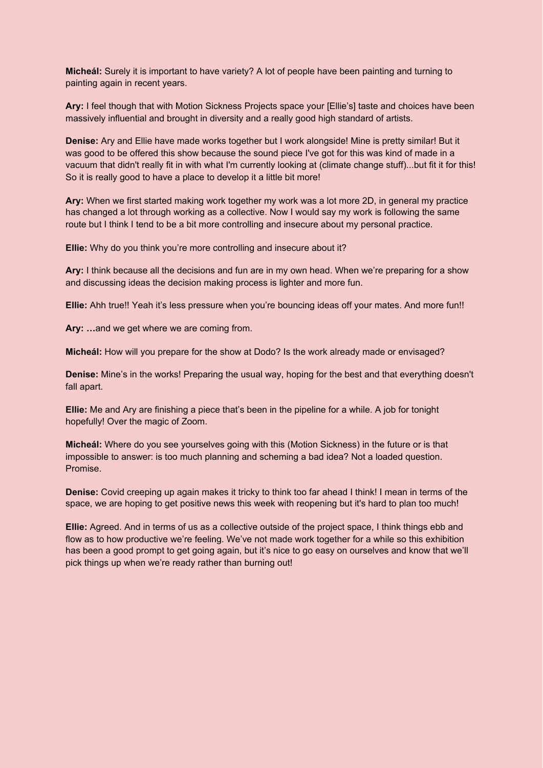**Micheál:** Surely it is important to have variety? A lot of people have been painting and turning to painting again in recent years.

**Ary:** I feel though that with Motion Sickness Projects space your [Ellie's] taste and choices have been massively influential and brought in diversity and a really good high standard of artists.

**Denise:** Ary and Ellie have made works together but I work alongside! Mine is pretty similar! But it was good to be offered this show because the sound piece I've got for this was kind of made in a vacuum that didn't really fit in with what I'm currently looking at (climate change stuff)...but fit it for this! So it is really good to have a place to develop it a little bit more!

**Ary:** When we first started making work together my work was a lot more 2D, in general my practice has changed a lot through working as a collective. Now I would say my work is following the same route but I think I tend to be a bit more controlling and insecure about my personal practice.

**Ellie:** Why do you think you're more controlling and insecure about it?

**Ary:** I think because all the decisions and fun are in my own head. When we're preparing for a show and discussing ideas the decision making process is lighter and more fun.

**Ellie:** Ahh true!! Yeah it's less pressure when you're bouncing ideas off your mates. And more fun!!

**Ary: …**and we get where we are coming from.

**Micheál:** How will you prepare for the show at Dodo? Is the work already made or envisaged?

**Denise:** Mine's in the works! Preparing the usual way, hoping for the best and that everything doesn't fall apart.

**Ellie:** Me and Ary are finishing a piece that's been in the pipeline for a while. A job for tonight hopefully! Over the magic of Zoom.

**Micheál:** Where do you see yourselves going with this (Motion Sickness) in the future or is that impossible to answer: is too much planning and scheming a bad idea? Not a loaded question. Promise.

**Denise:** Covid creeping up again makes it tricky to think too far ahead I think! I mean in terms of the space, we are hoping to get positive news this week with reopening but it's hard to plan too much!

**Ellie:** Agreed. And in terms of us as a collective outside of the project space, I think things ebb and flow as to how productive we're feeling. We've not made work together for a while so this exhibition has been a good prompt to get going again, but it's nice to go easy on ourselves and know that we'll pick things up when we're ready rather than burning out!